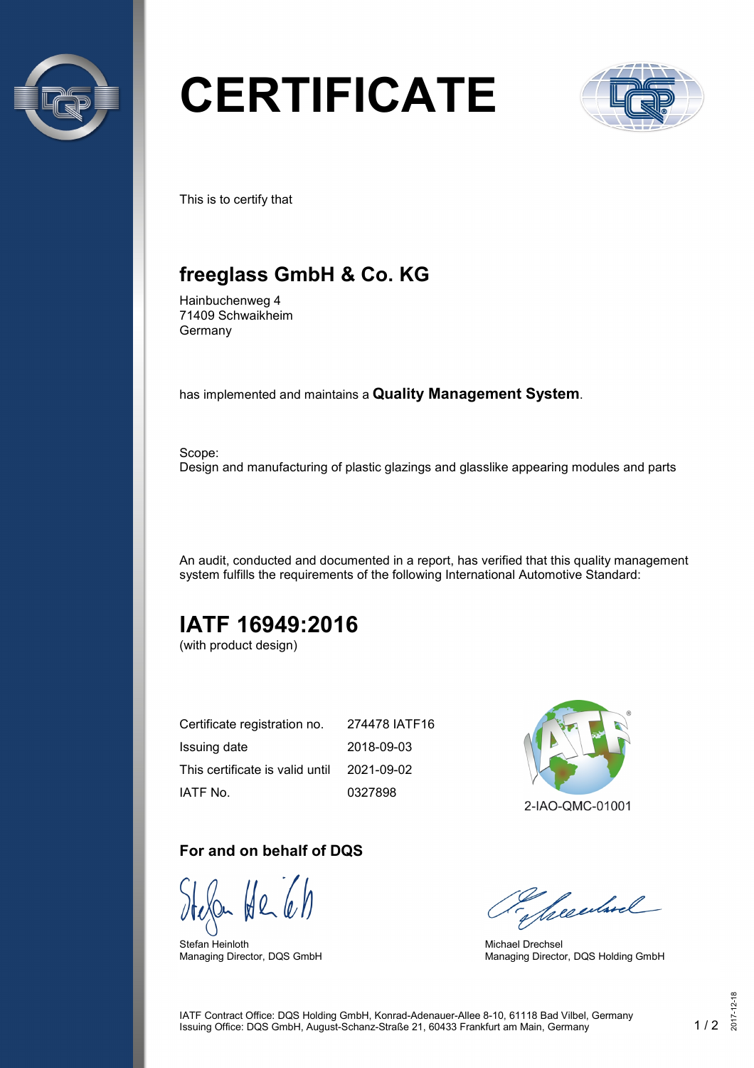# CERTIFICATE

This is to certify that

## freeglass GmbH & Co. KG

Hainbuchenweg 4
71409 Schwaikheim
Germany

has implemented and maintains a **Quality Management System**.

Scope:
Design and manufacturing of plastic glazings and glasslike appearing modules and parts

An audit, conducted and documented in a report, has verified that this quality management system fulfills the requirements of the following International Automotive Standard:

## IATF 16949:2016

(with product design)

| | |
|---|---|
| Certificate registration no. | 274478 IATF16 |
| Issuing date | 2018-09-03 |
| This certificate is valid until | 2021-09-02 |
| IATF No. | 0327898 |

2-IAO-QMC-01001

### For and on behalf of DQS

Stefan Heinloth
Managing Director, DQS GmbH

Michael Drechsel
Managing Director, DQS Holding GmbH

IATF Contract Office: DQS Holding GmbH, Konrad-Adenauer-Allee 8-10, 61118 Bad Vilbel, Germany
Issuing Office: DQS GmbH, August-Schanz-Straße 21, 60433 Frankfurt am Main, Germany

2017-12-18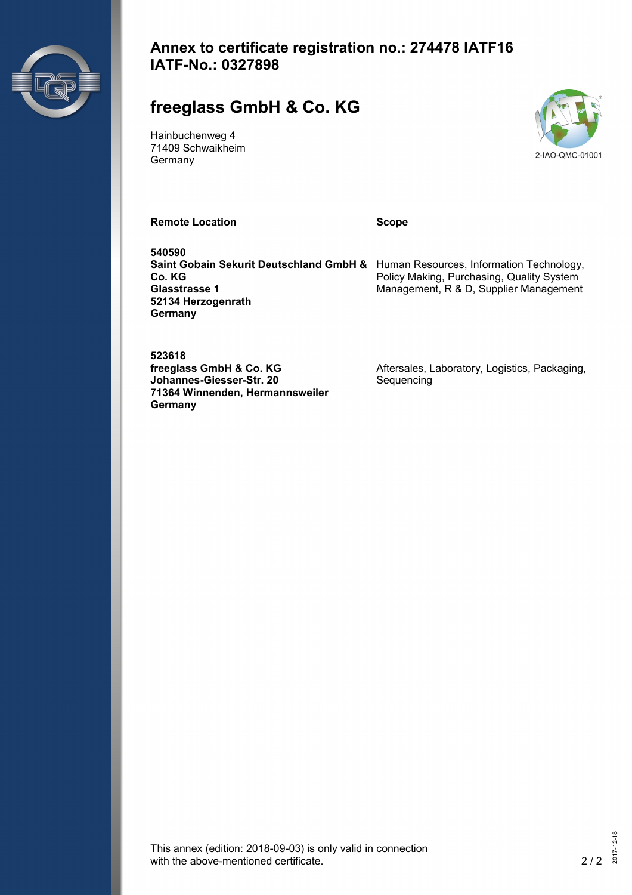## Annex to certificate registration no.: 274478 IATF16
## IATF-No.: 0327898

# freeglass GmbH & Co. KG

Hainbuchenweg 4
71409 Schwaikheim
Germany

2-IAO-QMC-01001

| Remote Location | Scope |
|---|---|
| **540590**<br>**Saint Gobain Sekurit Deutschland GmbH & Co. KG**<br>**Glasstrasse 1**<br>**52134 Herzogenrath**<br>**Germany** | Human Resources, Information Technology, Policy Making, Purchasing, Quality System Management, R & D, Supplier Management |
| **523618**<br>**freeglass GmbH & Co. KG**<br>**Johannes-Giesser-Str. 20**<br>**71364 Winnenden, Hermannsweiler**<br>**Germany** | Aftersales, Laboratory, Logistics, Packaging, Sequencing |

This annex (edition: 2018-09-03) is only valid in connection with the above-mentioned certificate.

2017-12-18